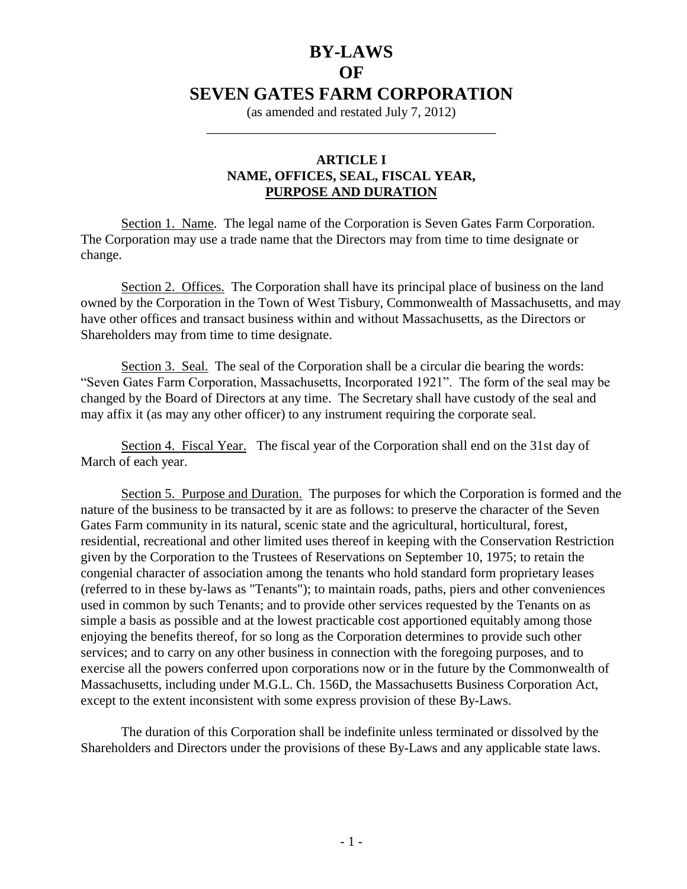# BY-LAWS OF SEVEN GATES FARM CORPORATION

(as amended and restated July 7, 2012)

---

## ARTICLE I
## NAME, OFFICES, SEAL, FISCAL YEAR, PURPOSE AND DURATION

Section 1. Name. The legal name of the Corporation is Seven Gates Farm Corporation. The Corporation may use a trade name that the Directors may from time to time designate or change.

Section 2. Offices. The Corporation shall have its principal place of business on the land owned by the Corporation in the Town of West Tisbury, Commonwealth of Massachusetts, and may have other offices and transact business within and without Massachusetts, as the Directors or Shareholders may from time to time designate.

Section 3. Seal. The seal of the Corporation shall be a circular die bearing the words: "Seven Gates Farm Corporation, Massachusetts, Incorporated 1921". The form of the seal may be changed by the Board of Directors at any time. The Secretary shall have custody of the seal and may affix it (as may any other officer) to any instrument requiring the corporate seal.

Section 4. Fiscal Year. The fiscal year of the Corporation shall end on the 31st day of March of each year.

Section 5. Purpose and Duration. The purposes for which the Corporation is formed and the nature of the business to be transacted by it are as follows: to preserve the character of the Seven Gates Farm community in its natural, scenic state and the agricultural, horticultural, forest, residential, recreational and other limited uses thereof in keeping with the Conservation Restriction given by the Corporation to the Trustees of Reservations on September 10, 1975; to retain the congenial character of association among the tenants who hold standard form proprietary leases (referred to in these by-laws as "Tenants"); to maintain roads, paths, piers and other conveniences used in common by such Tenants; and to provide other services requested by the Tenants on as simple a basis as possible and at the lowest practicable cost apportioned equitably among those enjoying the benefits thereof, for so long as the Corporation determines to provide such other services; and to carry on any other business in connection with the foregoing purposes, and to exercise all the powers conferred upon corporations now or in the future by the Commonwealth of Massachusetts, including under M.G.L. Ch. 156D, the Massachusetts Business Corporation Act, except to the extent inconsistent with some express provision of these By-Laws.

The duration of this Corporation shall be indefinite unless terminated or dissolved by the Shareholders and Directors under the provisions of these By-Laws and any applicable state laws.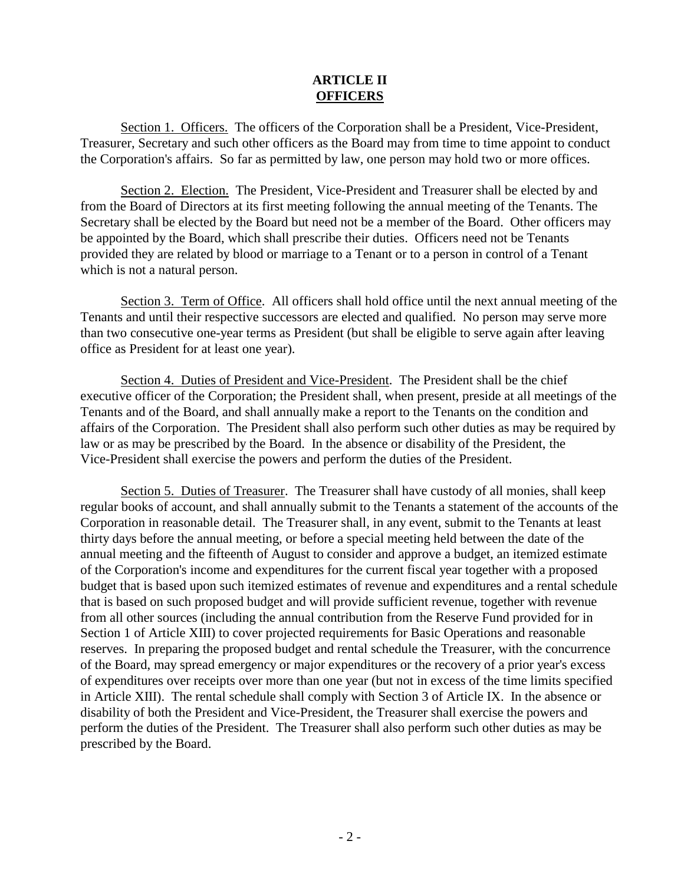# ARTICLE II
## OFFICERS

Section 1. Officers. The officers of the Corporation shall be a President, Vice-President, Treasurer, Secretary and such other officers as the Board may from time to time appoint to conduct the Corporation's affairs. So far as permitted by law, one person may hold two or more offices.

Section 2. Election. The President, Vice-President and Treasurer shall be elected by and from the Board of Directors at its first meeting following the annual meeting of the Tenants. The Secretary shall be elected by the Board but need not be a member of the Board. Other officers may be appointed by the Board, which shall prescribe their duties. Officers need not be Tenants provided they are related by blood or marriage to a Tenant or to a person in control of a Tenant which is not a natural person.

Section 3. Term of Office. All officers shall hold office until the next annual meeting of the Tenants and until their respective successors are elected and qualified. No person may serve more than two consecutive one-year terms as President (but shall be eligible to serve again after leaving office as President for at least one year).

Section 4. Duties of President and Vice-President. The President shall be the chief executive officer of the Corporation; the President shall, when present, preside at all meetings of the Tenants and of the Board, and shall annually make a report to the Tenants on the condition and affairs of the Corporation. The President shall also perform such other duties as may be required by law or as may be prescribed by the Board. In the absence or disability of the President, the Vice-President shall exercise the powers and perform the duties of the President.

Section 5. Duties of Treasurer. The Treasurer shall have custody of all monies, shall keep regular books of account, and shall annually submit to the Tenants a statement of the accounts of the Corporation in reasonable detail. The Treasurer shall, in any event, submit to the Tenants at least thirty days before the annual meeting, or before a special meeting held between the date of the annual meeting and the fifteenth of August to consider and approve a budget, an itemized estimate of the Corporation's income and expenditures for the current fiscal year together with a proposed budget that is based upon such itemized estimates of revenue and expenditures and a rental schedule that is based on such proposed budget and will provide sufficient revenue, together with revenue from all other sources (including the annual contribution from the Reserve Fund provided for in Section 1 of Article XIII) to cover projected requirements for Basic Operations and reasonable reserves. In preparing the proposed budget and rental schedule the Treasurer, with the concurrence of the Board, may spread emergency or major expenditures or the recovery of a prior year's excess of expenditures over receipts over more than one year (but not in excess of the time limits specified in Article XIII). The rental schedule shall comply with Section 3 of Article IX. In the absence or disability of both the President and Vice-President, the Treasurer shall exercise the powers and perform the duties of the President. The Treasurer shall also perform such other duties as may be prescribed by the Board.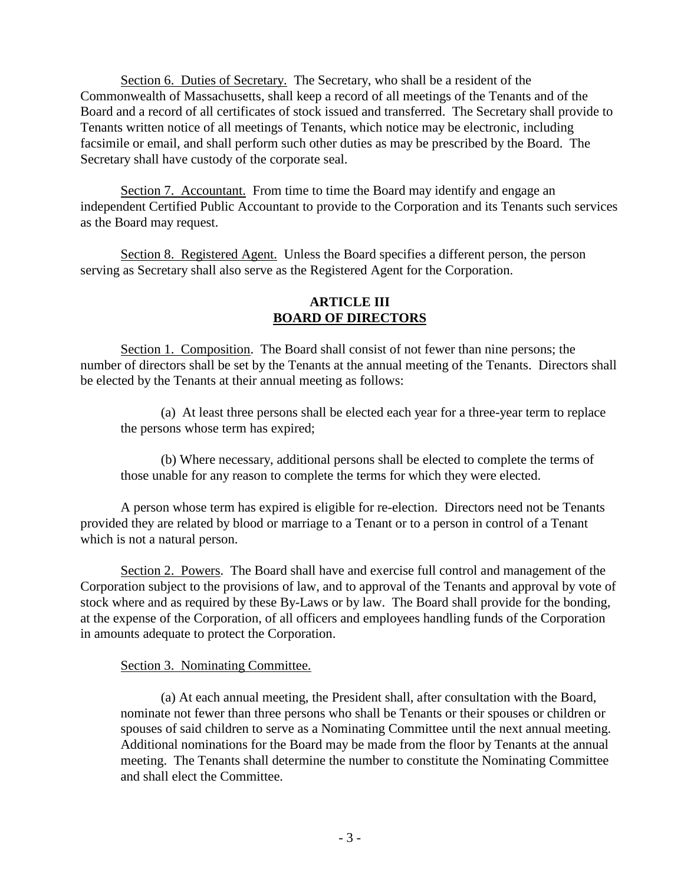Section 6. Duties of Secretary. The Secretary, who shall be a resident of the Commonwealth of Massachusetts, shall keep a record of all meetings of the Tenants and of the Board and a record of all certificates of stock issued and transferred. The Secretary shall provide to Tenants written notice of all meetings of Tenants, which notice may be electronic, including facsimile or email, and shall perform such other duties as may be prescribed by the Board. The Secretary shall have custody of the corporate seal.

Section 7. Accountant. From time to time the Board may identify and engage an independent Certified Public Accountant to provide to the Corporation and its Tenants such services as the Board may request.

Section 8. Registered Agent. Unless the Board specifies a different person, the person serving as Secretary shall also serve as the Registered Agent for the Corporation.

## ARTICLE III
## BOARD OF DIRECTORS

Section 1. Composition. The Board shall consist of not fewer than nine persons; the number of directors shall be set by the Tenants at the annual meeting of the Tenants. Directors shall be elected by the Tenants at their annual meeting as follows:

(a) At least three persons shall be elected each year for a three-year term to replace the persons whose term has expired;

(b) Where necessary, additional persons shall be elected to complete the terms of those unable for any reason to complete the terms for which they were elected.

A person whose term has expired is eligible for re-election. Directors need not be Tenants provided they are related by blood or marriage to a Tenant or to a person in control of a Tenant which is not a natural person.

Section 2. Powers. The Board shall have and exercise full control and management of the Corporation subject to the provisions of law, and to approval of the Tenants and approval by vote of stock where and as required by these By-Laws or by law. The Board shall provide for the bonding, at the expense of the Corporation, of all officers and employees handling funds of the Corporation in amounts adequate to protect the Corporation.

Section 3. Nominating Committee.

(a) At each annual meeting, the President shall, after consultation with the Board, nominate not fewer than three persons who shall be Tenants or their spouses or children or spouses of said children to serve as a Nominating Committee until the next annual meeting. Additional nominations for the Board may be made from the floor by Tenants at the annual meeting. The Tenants shall determine the number to constitute the Nominating Committee and shall elect the Committee.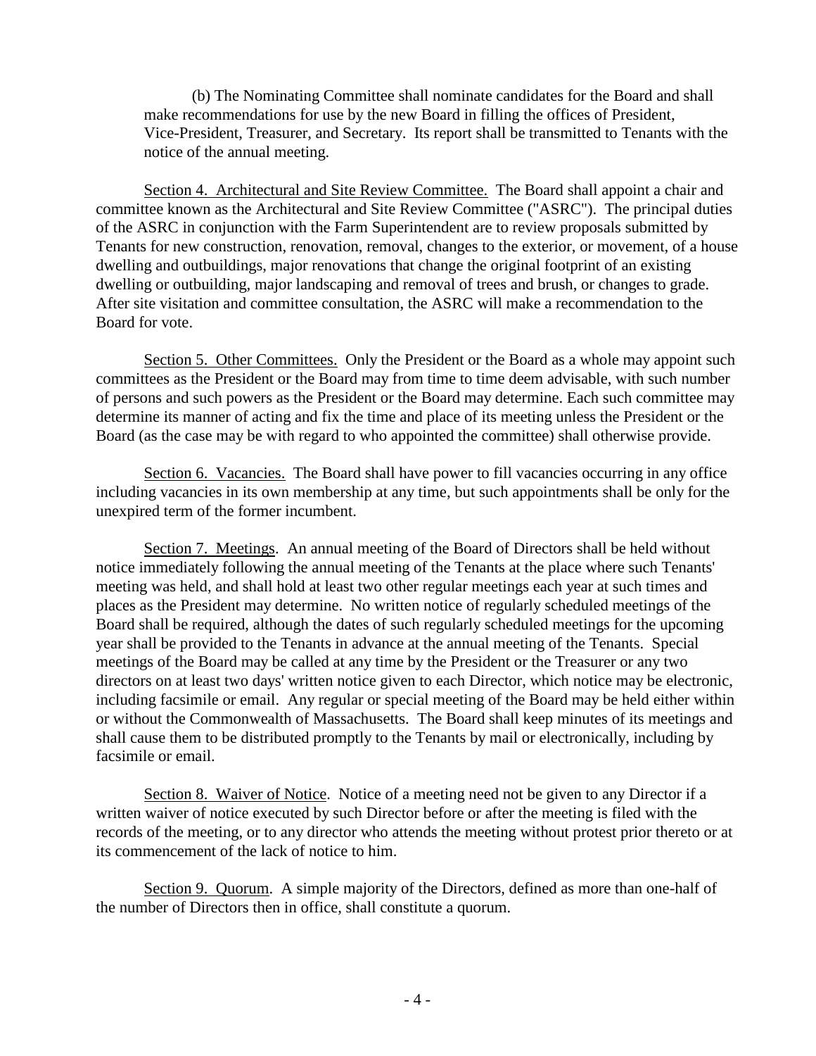(b) The Nominating Committee shall nominate candidates for the Board and shall make recommendations for use by the new Board in filling the offices of President, Vice-President, Treasurer, and Secretary. Its report shall be transmitted to Tenants with the notice of the annual meeting.

Section 4. Architectural and Site Review Committee. The Board shall appoint a chair and committee known as the Architectural and Site Review Committee ("ASRC"). The principal duties of the ASRC in conjunction with the Farm Superintendent are to review proposals submitted by Tenants for new construction, renovation, removal, changes to the exterior, or movement, of a house dwelling and outbuildings, major renovations that change the original footprint of an existing dwelling or outbuilding, major landscaping and removal of trees and brush, or changes to grade. After site visitation and committee consultation, the ASRC will make a recommendation to the Board for vote.

Section 5. Other Committees. Only the President or the Board as a whole may appoint such committees as the President or the Board may from time to time deem advisable, with such number of persons and such powers as the President or the Board may determine. Each such committee may determine its manner of acting and fix the time and place of its meeting unless the President or the Board (as the case may be with regard to who appointed the committee) shall otherwise provide.

Section 6. Vacancies. The Board shall have power to fill vacancies occurring in any office including vacancies in its own membership at any time, but such appointments shall be only for the unexpired term of the former incumbent.

Section 7. Meetings. An annual meeting of the Board of Directors shall be held without notice immediately following the annual meeting of the Tenants at the place where such Tenants' meeting was held, and shall hold at least two other regular meetings each year at such times and places as the President may determine. No written notice of regularly scheduled meetings of the Board shall be required, although the dates of such regularly scheduled meetings for the upcoming year shall be provided to the Tenants in advance at the annual meeting of the Tenants. Special meetings of the Board may be called at any time by the President or the Treasurer or any two directors on at least two days' written notice given to each Director, which notice may be electronic, including facsimile or email. Any regular or special meeting of the Board may be held either within or without the Commonwealth of Massachusetts. The Board shall keep minutes of its meetings and shall cause them to be distributed promptly to the Tenants by mail or electronically, including by facsimile or email.

Section 8. Waiver of Notice. Notice of a meeting need not be given to any Director if a written waiver of notice executed by such Director before or after the meeting is filed with the records of the meeting, or to any director who attends the meeting without protest prior thereto or at its commencement of the lack of notice to him.

Section 9. Quorum. A simple majority of the Directors, defined as more than one-half of the number of Directors then in office, shall constitute a quorum.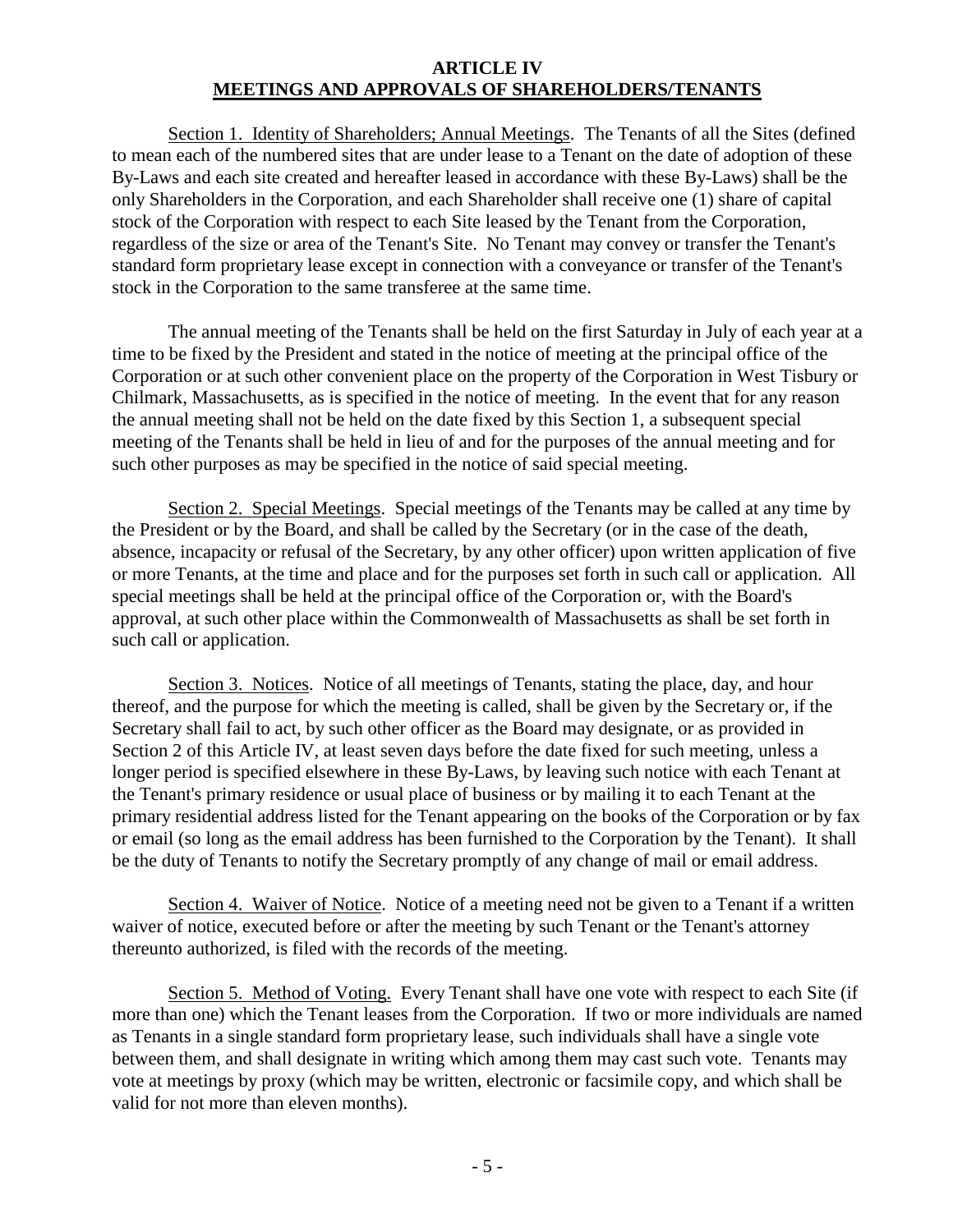# ARTICLE IV
## MEETINGS AND APPROVALS OF SHAREHOLDERS/TENANTS

Section 1. Identity of Shareholders; Annual Meetings. The Tenants of all the Sites (defined to mean each of the numbered sites that are under lease to a Tenant on the date of adoption of these By-Laws and each site created and hereafter leased in accordance with these By-Laws) shall be the only Shareholders in the Corporation, and each Shareholder shall receive one (1) share of capital stock of the Corporation with respect to each Site leased by the Tenant from the Corporation, regardless of the size or area of the Tenant's Site. No Tenant may convey or transfer the Tenant's standard form proprietary lease except in connection with a conveyance or transfer of the Tenant's stock in the Corporation to the same transferee at the same time.

The annual meeting of the Tenants shall be held on the first Saturday in July of each year at a time to be fixed by the President and stated in the notice of meeting at the principal office of the Corporation or at such other convenient place on the property of the Corporation in West Tisbury or Chilmark, Massachusetts, as is specified in the notice of meeting. In the event that for any reason the annual meeting shall not be held on the date fixed by this Section 1, a subsequent special meeting of the Tenants shall be held in lieu of and for the purposes of the annual meeting and for such other purposes as may be specified in the notice of said special meeting.

Section 2. Special Meetings. Special meetings of the Tenants may be called at any time by the President or by the Board, and shall be called by the Secretary (or in the case of the death, absence, incapacity or refusal of the Secretary, by any other officer) upon written application of five or more Tenants, at the time and place and for the purposes set forth in such call or application. All special meetings shall be held at the principal office of the Corporation or, with the Board's approval, at such other place within the Commonwealth of Massachusetts as shall be set forth in such call or application.

Section 3. Notices. Notice of all meetings of Tenants, stating the place, day, and hour thereof, and the purpose for which the meeting is called, shall be given by the Secretary or, if the Secretary shall fail to act, by such other officer as the Board may designate, or as provided in Section 2 of this Article IV, at least seven days before the date fixed for such meeting, unless a longer period is specified elsewhere in these By-Laws, by leaving such notice with each Tenant at the Tenant's primary residence or usual place of business or by mailing it to each Tenant at the primary residential address listed for the Tenant appearing on the books of the Corporation or by fax or email (so long as the email address has been furnished to the Corporation by the Tenant). It shall be the duty of Tenants to notify the Secretary promptly of any change of mail or email address.

Section 4. Waiver of Notice. Notice of a meeting need not be given to a Tenant if a written waiver of notice, executed before or after the meeting by such Tenant or the Tenant's attorney thereunto authorized, is filed with the records of the meeting.

Section 5. Method of Voting. Every Tenant shall have one vote with respect to each Site (if more than one) which the Tenant leases from the Corporation. If two or more individuals are named as Tenants in a single standard form proprietary lease, such individuals shall have a single vote between them, and shall designate in writing which among them may cast such vote. Tenants may vote at meetings by proxy (which may be written, electronic or facsimile copy, and which shall be valid for not more than eleven months).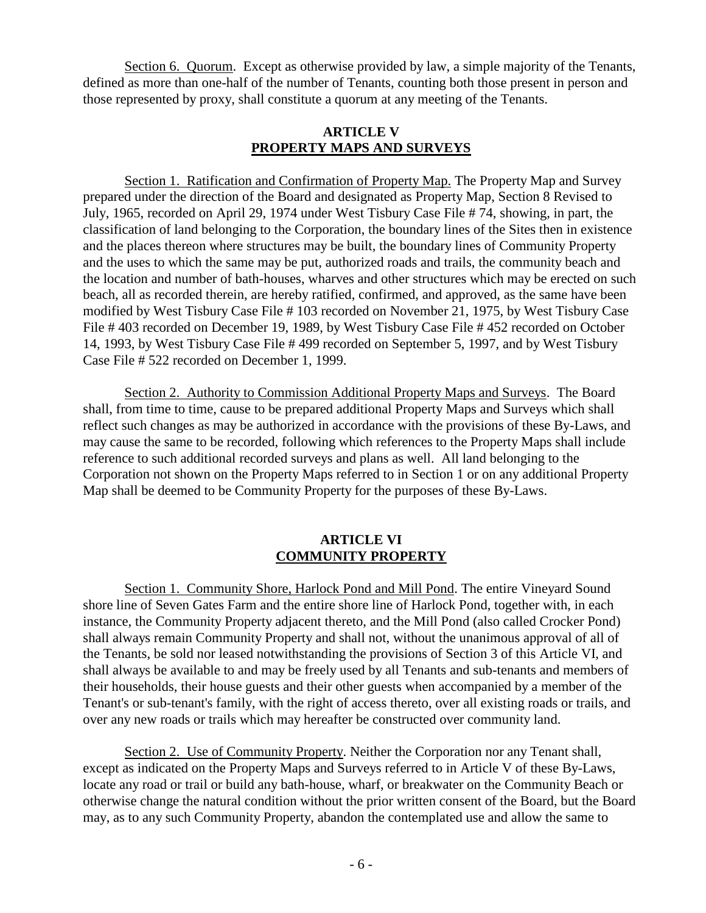Section 6. Quorum. Except as otherwise provided by law, a simple majority of the Tenants, defined as more than one-half of the number of Tenants, counting both those present in person and those represented by proxy, shall constitute a quorum at any meeting of the Tenants.

## ARTICLE V
## PROPERTY MAPS AND SURVEYS

Section 1. Ratification and Confirmation of Property Map. The Property Map and Survey prepared under the direction of the Board and designated as Property Map, Section 8 Revised to July, 1965, recorded on April 29, 1974 under West Tisbury Case File # 74, showing, in part, the classification of land belonging to the Corporation, the boundary lines of the Sites then in existence and the places thereon where structures may be built, the boundary lines of Community Property and the uses to which the same may be put, authorized roads and trails, the community beach and the location and number of bath-houses, wharves and other structures which may be erected on such beach, all as recorded therein, are hereby ratified, confirmed, and approved, as the same have been modified by West Tisbury Case File # 103 recorded on November 21, 1975, by West Tisbury Case File # 403 recorded on December 19, 1989, by West Tisbury Case File # 452 recorded on October 14, 1993, by West Tisbury Case File # 499 recorded on September 5, 1997, and by West Tisbury Case File # 522 recorded on December 1, 1999.

Section 2. Authority to Commission Additional Property Maps and Surveys. The Board shall, from time to time, cause to be prepared additional Property Maps and Surveys which shall reflect such changes as may be authorized in accordance with the provisions of these By-Laws, and may cause the same to be recorded, following which references to the Property Maps shall include reference to such additional recorded surveys and plans as well. All land belonging to the Corporation not shown on the Property Maps referred to in Section 1 or on any additional Property Map shall be deemed to be Community Property for the purposes of these By-Laws.

## ARTICLE VI
## COMMUNITY PROPERTY

Section 1. Community Shore, Harlock Pond and Mill Pond. The entire Vineyard Sound shore line of Seven Gates Farm and the entire shore line of Harlock Pond, together with, in each instance, the Community Property adjacent thereto, and the Mill Pond (also called Crocker Pond) shall always remain Community Property and shall not, without the unanimous approval of all of the Tenants, be sold nor leased notwithstanding the provisions of Section 3 of this Article VI, and shall always be available to and may be freely used by all Tenants and sub-tenants and members of their households, their house guests and their other guests when accompanied by a member of the Tenant's or sub-tenant's family, with the right of access thereto, over all existing roads or trails, and over any new roads or trails which may hereafter be constructed over community land.

Section 2. Use of Community Property. Neither the Corporation nor any Tenant shall, except as indicated on the Property Maps and Surveys referred to in Article V of these By-Laws, locate any road or trail or build any bath-house, wharf, or breakwater on the Community Beach or otherwise change the natural condition without the prior written consent of the Board, but the Board may, as to any such Community Property, abandon the contemplated use and allow the same to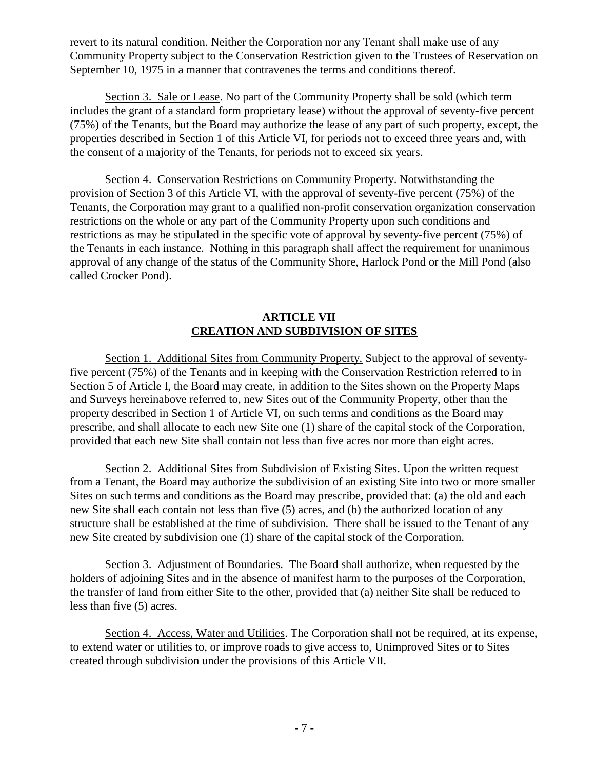revert to its natural condition. Neither the Corporation nor any Tenant shall make use of any Community Property subject to the Conservation Restriction given to the Trustees of Reservation on September 10, 1975 in a manner that contravenes the terms and conditions thereof.

Section 3. Sale or Lease. No part of the Community Property shall be sold (which term includes the grant of a standard form proprietary lease) without the approval of seventy-five percent (75%) of the Tenants, but the Board may authorize the lease of any part of such property, except, the properties described in Section 1 of this Article VI, for periods not to exceed three years and, with the consent of a majority of the Tenants, for periods not to exceed six years.

Section 4. Conservation Restrictions on Community Property. Notwithstanding the provision of Section 3 of this Article VI, with the approval of seventy-five percent (75%) of the Tenants, the Corporation may grant to a qualified non-profit conservation organization conservation restrictions on the whole or any part of the Community Property upon such conditions and restrictions as may be stipulated in the specific vote of approval by seventy-five percent (75%) of the Tenants in each instance. Nothing in this paragraph shall affect the requirement for unanimous approval of any change of the status of the Community Shore, Harlock Pond or the Mill Pond (also called Crocker Pond).

## ARTICLE VII
## CREATION AND SUBDIVISION OF SITES

Section 1. Additional Sites from Community Property. Subject to the approval of seventy-five percent (75%) of the Tenants and in keeping with the Conservation Restriction referred to in Section 5 of Article I, the Board may create, in addition to the Sites shown on the Property Maps and Surveys hereinabove referred to, new Sites out of the Community Property, other than the property described in Section 1 of Article VI, on such terms and conditions as the Board may prescribe, and shall allocate to each new Site one (1) share of the capital stock of the Corporation, provided that each new Site shall contain not less than five acres nor more than eight acres.

Section 2. Additional Sites from Subdivision of Existing Sites. Upon the written request from a Tenant, the Board may authorize the subdivision of an existing Site into two or more smaller Sites on such terms and conditions as the Board may prescribe, provided that: (a) the old and each new Site shall each contain not less than five (5) acres, and (b) the authorized location of any structure shall be established at the time of subdivision. There shall be issued to the Tenant of any new Site created by subdivision one (1) share of the capital stock of the Corporation.

Section 3. Adjustment of Boundaries. The Board shall authorize, when requested by the holders of adjoining Sites and in the absence of manifest harm to the purposes of the Corporation, the transfer of land from either Site to the other, provided that (a) neither Site shall be reduced to less than five (5) acres.

Section 4. Access, Water and Utilities. The Corporation shall not be required, at its expense, to extend water or utilities to, or improve roads to give access to, Unimproved Sites or to Sites created through subdivision under the provisions of this Article VII.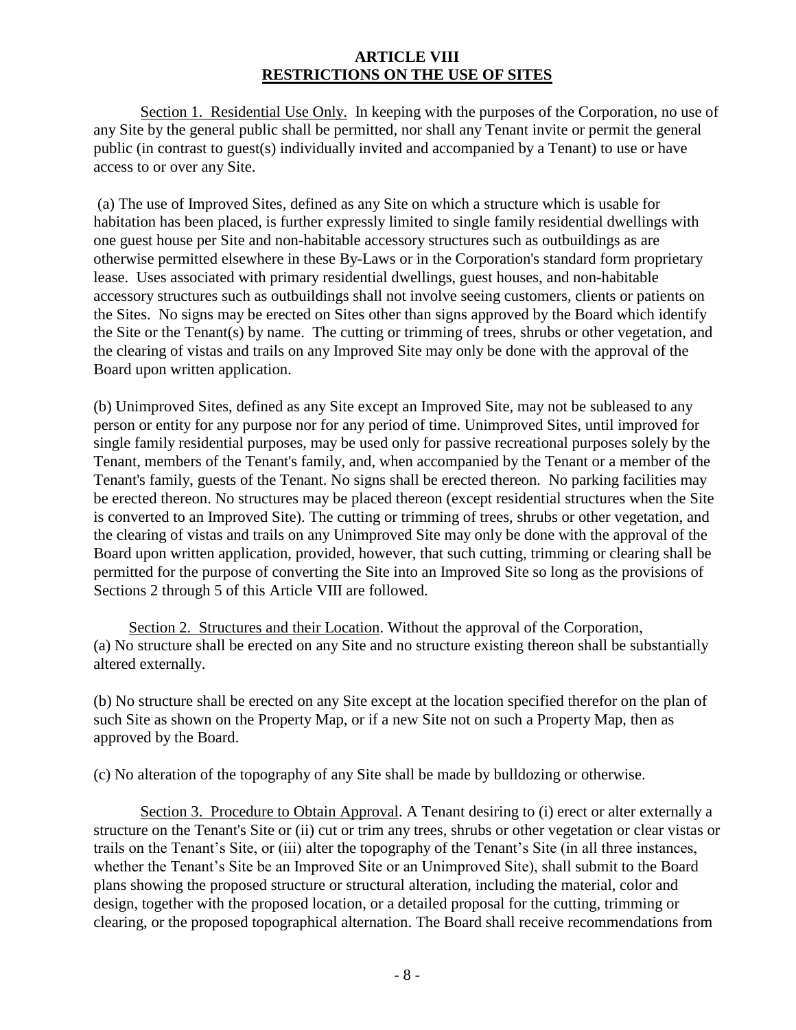## ARTICLE VIII
## RESTRICTIONS ON THE USE OF SITES

Section 1. Residential Use Only. In keeping with the purposes of the Corporation, no use of any Site by the general public shall be permitted, nor shall any Tenant invite or permit the general public (in contrast to guest(s) individually invited and accompanied by a Tenant) to use or have access to or over any Site.

(a) The use of Improved Sites, defined as any Site on which a structure which is usable for habitation has been placed, is further expressly limited to single family residential dwellings with one guest house per Site and non-habitable accessory structures such as outbuildings as are otherwise permitted elsewhere in these By-Laws or in the Corporation's standard form proprietary lease. Uses associated with primary residential dwellings, guest houses, and non-habitable accessory structures such as outbuildings shall not involve seeing customers, clients or patients on the Sites. No signs may be erected on Sites other than signs approved by the Board which identify the Site or the Tenant(s) by name. The cutting or trimming of trees, shrubs or other vegetation, and the clearing of vistas and trails on any Improved Site may only be done with the approval of the Board upon written application.

(b) Unimproved Sites, defined as any Site except an Improved Site, may not be subleased to any person or entity for any purpose nor for any period of time. Unimproved Sites, until improved for single family residential purposes, may be used only for passive recreational purposes solely by the Tenant, members of the Tenant's family, and, when accompanied by the Tenant or a member of the Tenant's family, guests of the Tenant. No signs shall be erected thereon. No parking facilities may be erected thereon. No structures may be placed thereon (except residential structures when the Site is converted to an Improved Site). The cutting or trimming of trees, shrubs or other vegetation, and the clearing of vistas and trails on any Unimproved Site may only be done with the approval of the Board upon written application, provided, however, that such cutting, trimming or clearing shall be permitted for the purpose of converting the Site into an Improved Site so long as the provisions of Sections 2 through 5 of this Article VIII are followed.

Section 2. Structures and their Location. Without the approval of the Corporation,
(a) No structure shall be erected on any Site and no structure existing thereon shall be substantially altered externally.

(b) No structure shall be erected on any Site except at the location specified therefor on the plan of such Site as shown on the Property Map, or if a new Site not on such a Property Map, then as approved by the Board.

(c) No alteration of the topography of any Site shall be made by bulldozing or otherwise.

Section 3. Procedure to Obtain Approval. A Tenant desiring to (i) erect or alter externally a structure on the Tenant's Site or (ii) cut or trim any trees, shrubs or other vegetation or clear vistas or trails on the Tenant's Site, or (iii) alter the topography of the Tenant's Site (in all three instances, whether the Tenant's Site be an Improved Site or an Unimproved Site), shall submit to the Board plans showing the proposed structure or structural alteration, including the material, color and design, together with the proposed location, or a detailed proposal for the cutting, trimming or clearing, or the proposed topographical alternation. The Board shall receive recommendations from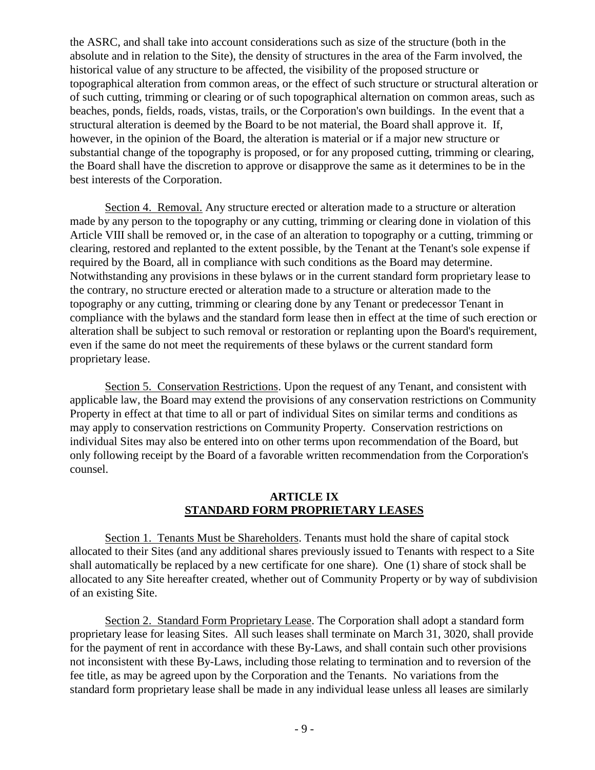the ASRC, and shall take into account considerations such as size of the structure (both in the absolute and in relation to the Site), the density of structures in the area of the Farm involved, the historical value of any structure to be affected, the visibility of the proposed structure or topographical alteration from common areas, or the effect of such structure or structural alteration or of such cutting, trimming or clearing or of such topographical alternation on common areas, such as beaches, ponds, fields, roads, vistas, trails, or the Corporation's own buildings. In the event that a structural alteration is deemed by the Board to be not material, the Board shall approve it. If, however, in the opinion of the Board, the alteration is material or if a major new structure or substantial change of the topography is proposed, or for any proposed cutting, trimming or clearing, the Board shall have the discretion to approve or disapprove the same as it determines to be in the best interests of the Corporation.

Section 4. Removal. Any structure erected or alteration made to a structure or alteration made by any person to the topography or any cutting, trimming or clearing done in violation of this Article VIII shall be removed or, in the case of an alteration to topography or a cutting, trimming or clearing, restored and replanted to the extent possible, by the Tenant at the Tenant's sole expense if required by the Board, all in compliance with such conditions as the Board may determine. Notwithstanding any provisions in these bylaws or in the current standard form proprietary lease to the contrary, no structure erected or alteration made to a structure or alteration made to the topography or any cutting, trimming or clearing done by any Tenant or predecessor Tenant in compliance with the bylaws and the standard form lease then in effect at the time of such erection or alteration shall be subject to such removal or restoration or replanting upon the Board's requirement, even if the same do not meet the requirements of these bylaws or the current standard form proprietary lease.

Section 5. Conservation Restrictions. Upon the request of any Tenant, and consistent with applicable law, the Board may extend the provisions of any conservation restrictions on Community Property in effect at that time to all or part of individual Sites on similar terms and conditions as may apply to conservation restrictions on Community Property. Conservation restrictions on individual Sites may also be entered into on other terms upon recommendation of the Board, but only following receipt by the Board of a favorable written recommendation from the Corporation's counsel.

## ARTICLE IX
## STANDARD FORM PROPRIETARY LEASES

Section 1. Tenants Must be Shareholders. Tenants must hold the share of capital stock allocated to their Sites (and any additional shares previously issued to Tenants with respect to a Site shall automatically be replaced by a new certificate for one share). One (1) share of stock shall be allocated to any Site hereafter created, whether out of Community Property or by way of subdivision of an existing Site.

Section 2. Standard Form Proprietary Lease. The Corporation shall adopt a standard form proprietary lease for leasing Sites. All such leases shall terminate on March 31, 3020, shall provide for the payment of rent in accordance with these By-Laws, and shall contain such other provisions not inconsistent with these By-Laws, including those relating to termination and to reversion of the fee title, as may be agreed upon by the Corporation and the Tenants. No variations from the standard form proprietary lease shall be made in any individual lease unless all leases are similarly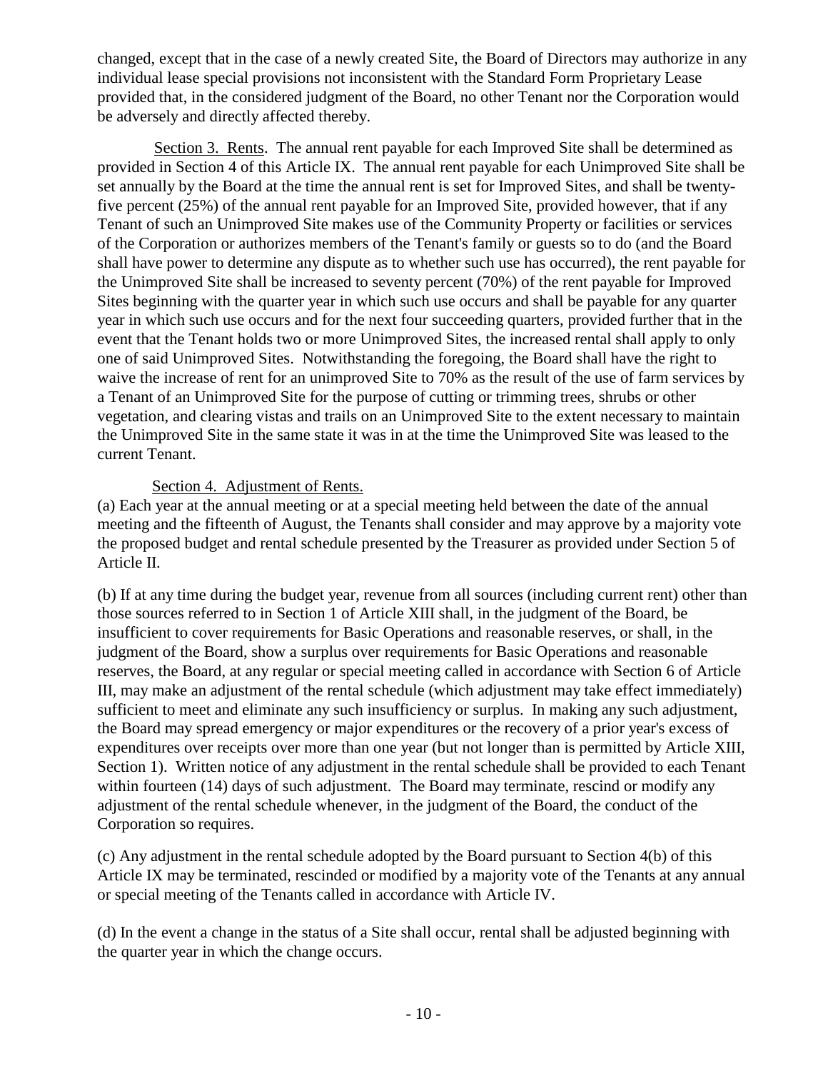changed, except that in the case of a newly created Site, the Board of Directors may authorize in any individual lease special provisions not inconsistent with the Standard Form Proprietary Lease provided that, in the considered judgment of the Board, no other Tenant nor the Corporation would be adversely and directly affected thereby.

Section 3. Rents. The annual rent payable for each Improved Site shall be determined as provided in Section 4 of this Article IX. The annual rent payable for each Unimproved Site shall be set annually by the Board at the time the annual rent is set for Improved Sites, and shall be twenty-five percent (25%) of the annual rent payable for an Improved Site, provided however, that if any Tenant of such an Unimproved Site makes use of the Community Property or facilities or services of the Corporation or authorizes members of the Tenant's family or guests so to do (and the Board shall have power to determine any dispute as to whether such use has occurred), the rent payable for the Unimproved Site shall be increased to seventy percent (70%) of the rent payable for Improved Sites beginning with the quarter year in which such use occurs and shall be payable for any quarter year in which such use occurs and for the next four succeeding quarters, provided further that in the event that the Tenant holds two or more Unimproved Sites, the increased rental shall apply to only one of said Unimproved Sites. Notwithstanding the foregoing, the Board shall have the right to waive the increase of rent for an unimproved Site to 70% as the result of the use of farm services by a Tenant of an Unimproved Site for the purpose of cutting or trimming trees, shrubs or other vegetation, and clearing vistas and trails on an Unimproved Site to the extent necessary to maintain the Unimproved Site in the same state it was in at the time the Unimproved Site was leased to the current Tenant.

Section 4. Adjustment of Rents.

(a) Each year at the annual meeting or at a special meeting held between the date of the annual meeting and the fifteenth of August, the Tenants shall consider and may approve by a majority vote the proposed budget and rental schedule presented by the Treasurer as provided under Section 5 of Article II.

(b) If at any time during the budget year, revenue from all sources (including current rent) other than those sources referred to in Section 1 of Article XIII shall, in the judgment of the Board, be insufficient to cover requirements for Basic Operations and reasonable reserves, or shall, in the judgment of the Board, show a surplus over requirements for Basic Operations and reasonable reserves, the Board, at any regular or special meeting called in accordance with Section 6 of Article III, may make an adjustment of the rental schedule (which adjustment may take effect immediately) sufficient to meet and eliminate any such insufficiency or surplus. In making any such adjustment, the Board may spread emergency or major expenditures or the recovery of a prior year's excess of expenditures over receipts over more than one year (but not longer than is permitted by Article XIII, Section 1). Written notice of any adjustment in the rental schedule shall be provided to each Tenant within fourteen (14) days of such adjustment. The Board may terminate, rescind or modify any adjustment of the rental schedule whenever, in the judgment of the Board, the conduct of the Corporation so requires.

(c) Any adjustment in the rental schedule adopted by the Board pursuant to Section 4(b) of this Article IX may be terminated, rescinded or modified by a majority vote of the Tenants at any annual or special meeting of the Tenants called in accordance with Article IV.

(d) In the event a change in the status of a Site shall occur, rental shall be adjusted beginning with the quarter year in which the change occurs.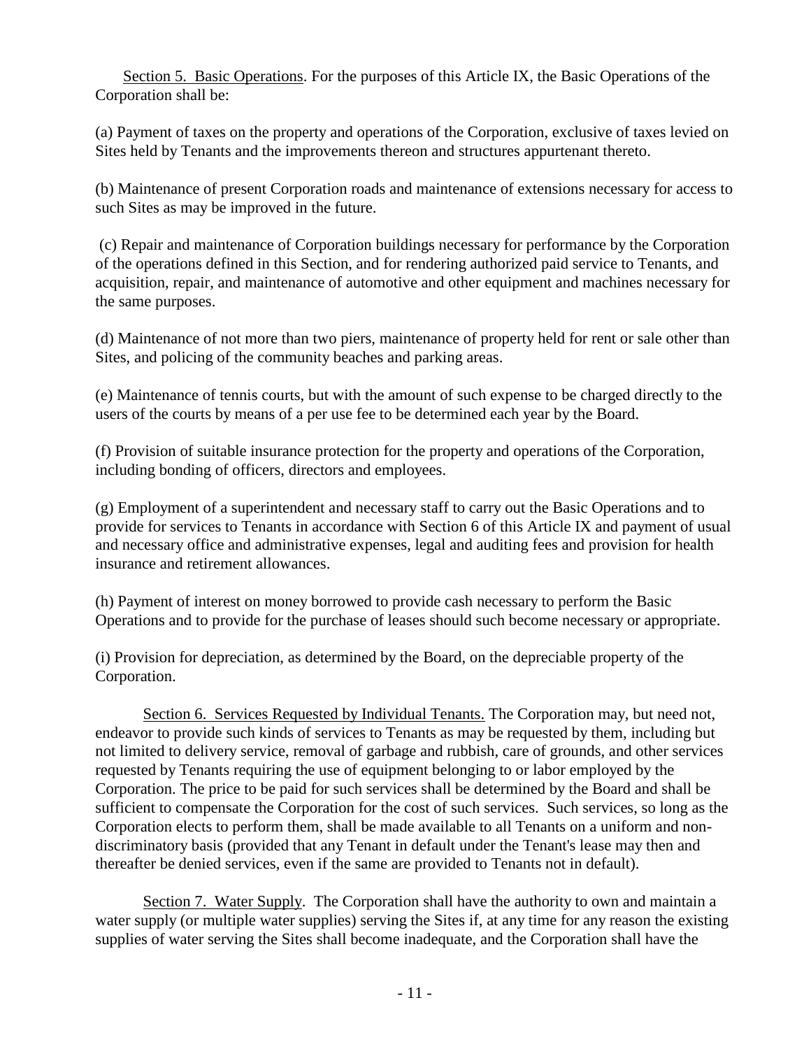<u>Section 5. Basic Operations</u>. For the purposes of this Article IX, the Basic Operations of the Corporation shall be:

(a) Payment of taxes on the property and operations of the Corporation, exclusive of taxes levied on Sites held by Tenants and the improvements thereon and structures appurtenant thereto.

(b) Maintenance of present Corporation roads and maintenance of extensions necessary for access to such Sites as may be improved in the future.

(c) Repair and maintenance of Corporation buildings necessary for performance by the Corporation of the operations defined in this Section, and for rendering authorized paid service to Tenants, and acquisition, repair, and maintenance of automotive and other equipment and machines necessary for the same purposes.

(d) Maintenance of not more than two piers, maintenance of property held for rent or sale other than Sites, and policing of the community beaches and parking areas.

(e) Maintenance of tennis courts, but with the amount of such expense to be charged directly to the users of the courts by means of a per use fee to be determined each year by the Board.

(f) Provision of suitable insurance protection for the property and operations of the Corporation, including bonding of officers, directors and employees.

(g) Employment of a superintendent and necessary staff to carry out the Basic Operations and to provide for services to Tenants in accordance with Section 6 of this Article IX and payment of usual and necessary office and administrative expenses, legal and auditing fees and provision for health insurance and retirement allowances.

(h) Payment of interest on money borrowed to provide cash necessary to perform the Basic Operations and to provide for the purchase of leases should such become necessary or appropriate.

(i) Provision for depreciation, as determined by the Board, on the depreciable property of the Corporation.

<u>Section 6. Services Requested by Individual Tenants.</u> The Corporation may, but need not, endeavor to provide such kinds of services to Tenants as may be requested by them, including but not limited to delivery service, removal of garbage and rubbish, care of grounds, and other services requested by Tenants requiring the use of equipment belonging to or labor employed by the Corporation. The price to be paid for such services shall be determined by the Board and shall be sufficient to compensate the Corporation for the cost of such services. Such services, so long as the Corporation elects to perform them, shall be made available to all Tenants on a uniform and non-discriminatory basis (provided that any Tenant in default under the Tenant's lease may then and thereafter be denied services, even if the same are provided to Tenants not in default).

<u>Section 7. Water Supply</u>. The Corporation shall have the authority to own and maintain a water supply (or multiple water supplies) serving the Sites if, at any time for any reason the existing supplies of water serving the Sites shall become inadequate, and the Corporation shall have the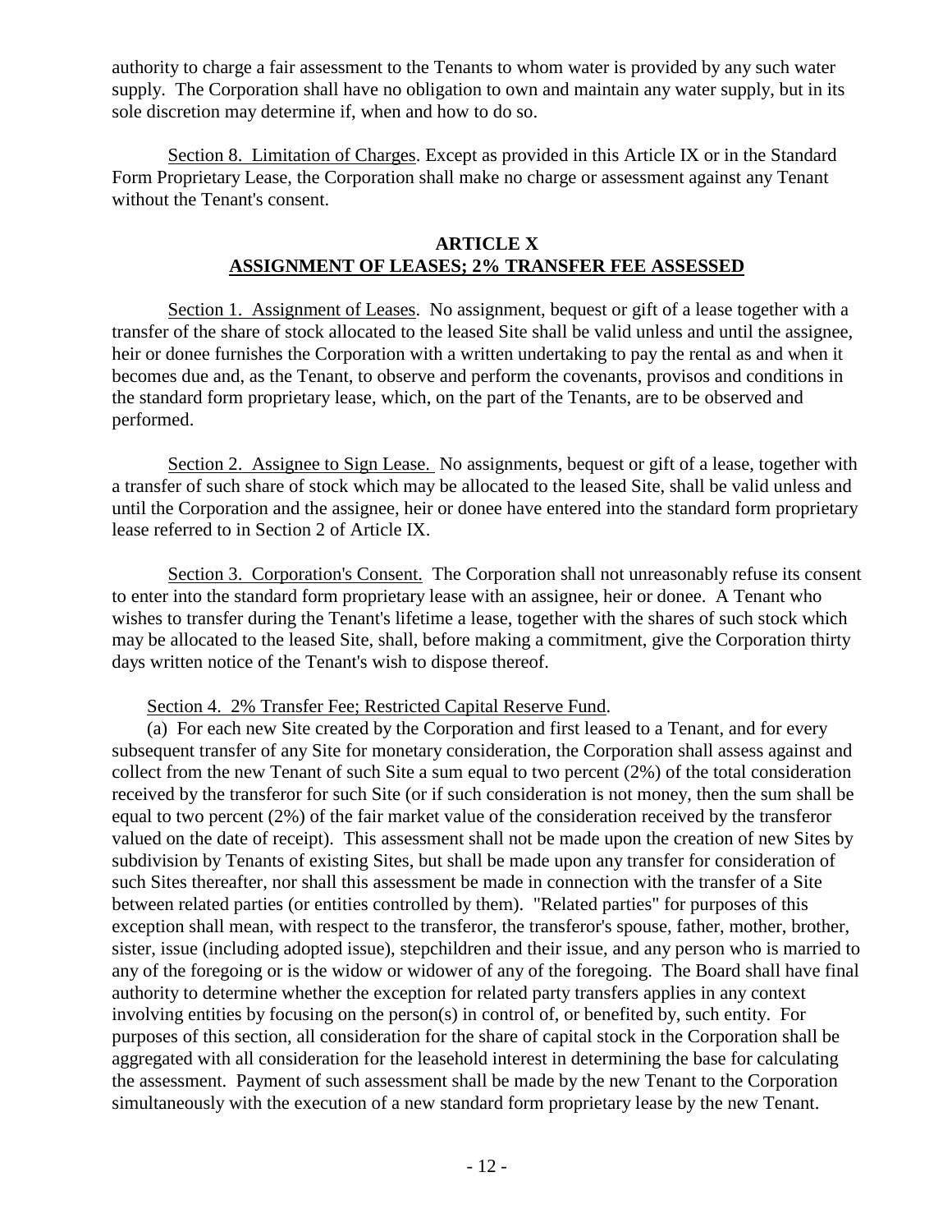authority to charge a fair assessment to the Tenants to whom water is provided by any such water supply. The Corporation shall have no obligation to own and maintain any water supply, but in its sole discretion may determine if, when and how to do so.

Section 8. Limitation of Charges. Except as provided in this Article IX or in the Standard Form Proprietary Lease, the Corporation shall make no charge or assessment against any Tenant without the Tenant's consent.

## ARTICLE X
## ASSIGNMENT OF LEASES; 2% TRANSFER FEE ASSESSED

Section 1. Assignment of Leases. No assignment, bequest or gift of a lease together with a transfer of the share of stock allocated to the leased Site shall be valid unless and until the assignee, heir or donee furnishes the Corporation with a written undertaking to pay the rental as and when it becomes due and, as the Tenant, to observe and perform the covenants, provisos and conditions in the standard form proprietary lease, which, on the part of the Tenants, are to be observed and performed.

Section 2. Assignee to Sign Lease. No assignments, bequest or gift of a lease, together with a transfer of such share of stock which may be allocated to the leased Site, shall be valid unless and until the Corporation and the assignee, heir or donee have entered into the standard form proprietary lease referred to in Section 2 of Article IX.

Section 3. Corporation's Consent. The Corporation shall not unreasonably refuse its consent to enter into the standard form proprietary lease with an assignee, heir or donee. A Tenant who wishes to transfer during the Tenant's lifetime a lease, together with the shares of such stock which may be allocated to the leased Site, shall, before making a commitment, give the Corporation thirty days written notice of the Tenant's wish to dispose thereof.

Section 4. 2% Transfer Fee; Restricted Capital Reserve Fund.

(a) For each new Site created by the Corporation and first leased to a Tenant, and for every subsequent transfer of any Site for monetary consideration, the Corporation shall assess against and collect from the new Tenant of such Site a sum equal to two percent (2%) of the total consideration received by the transferor for such Site (or if such consideration is not money, then the sum shall be equal to two percent (2%) of the fair market value of the consideration received by the transferor valued on the date of receipt). This assessment shall not be made upon the creation of new Sites by subdivision by Tenants of existing Sites, but shall be made upon any transfer for consideration of such Sites thereafter, nor shall this assessment be made in connection with the transfer of a Site between related parties (or entities controlled by them). "Related parties" for purposes of this exception shall mean, with respect to the transferor, the transferor's spouse, father, mother, brother, sister, issue (including adopted issue), stepchildren and their issue, and any person who is married to any of the foregoing or is the widow or widower of any of the foregoing. The Board shall have final authority to determine whether the exception for related party transfers applies in any context involving entities by focusing on the person(s) in control of, or benefited by, such entity. For purposes of this section, all consideration for the share of capital stock in the Corporation shall be aggregated with all consideration for the leasehold interest in determining the base for calculating the assessment. Payment of such assessment shall be made by the new Tenant to the Corporation simultaneously with the execution of a new standard form proprietary lease by the new Tenant.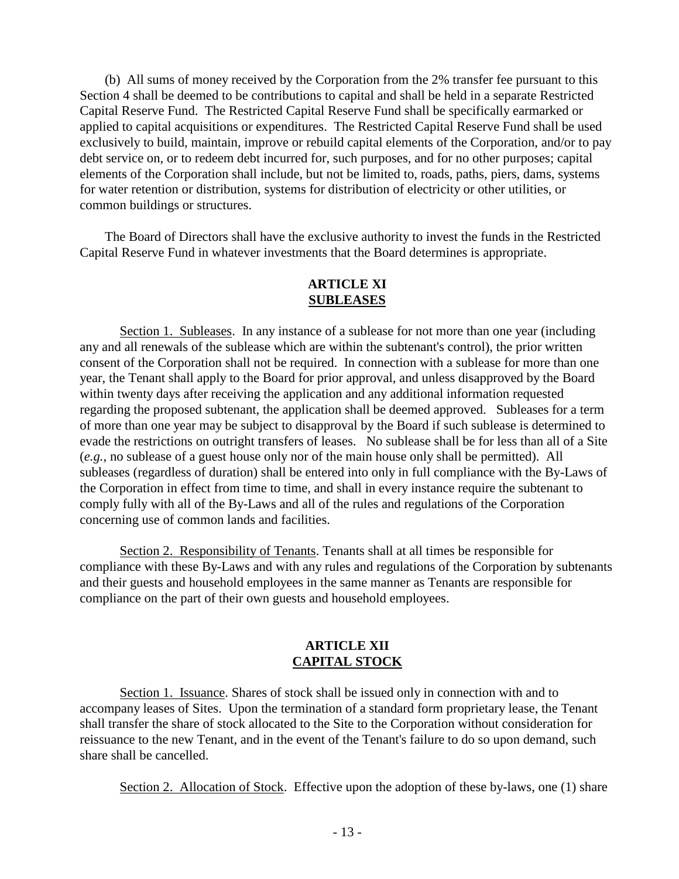(b) All sums of money received by the Corporation from the 2% transfer fee pursuant to this Section 4 shall be deemed to be contributions to capital and shall be held in a separate Restricted Capital Reserve Fund. The Restricted Capital Reserve Fund shall be specifically earmarked or applied to capital acquisitions or expenditures. The Restricted Capital Reserve Fund shall be used exclusively to build, maintain, improve or rebuild capital elements of the Corporation, and/or to pay debt service on, or to redeem debt incurred for, such purposes, and for no other purposes; capital elements of the Corporation shall include, but not be limited to, roads, paths, piers, dams, systems for water retention or distribution, systems for distribution of electricity or other utilities, or common buildings or structures.

The Board of Directors shall have the exclusive authority to invest the funds in the Restricted Capital Reserve Fund in whatever investments that the Board determines is appropriate.

## ARTICLE XI
## SUBLEASES

Section 1. Subleases. In any instance of a sublease for not more than one year (including any and all renewals of the sublease which are within the subtenant's control), the prior written consent of the Corporation shall not be required. In connection with a sublease for more than one year, the Tenant shall apply to the Board for prior approval, and unless disapproved by the Board within twenty days after receiving the application and any additional information requested regarding the proposed subtenant, the application shall be deemed approved. Subleases for a term of more than one year may be subject to disapproval by the Board if such sublease is determined to evade the restrictions on outright transfers of leases. No sublease shall be for less than all of a Site (*e.g.*, no sublease of a guest house only nor of the main house only shall be permitted). All subleases (regardless of duration) shall be entered into only in full compliance with the By-Laws of the Corporation in effect from time to time, and shall in every instance require the subtenant to comply fully with all of the By-Laws and all of the rules and regulations of the Corporation concerning use of common lands and facilities.

Section 2. Responsibility of Tenants. Tenants shall at all times be responsible for compliance with these By-Laws and with any rules and regulations of the Corporation by subtenants and their guests and household employees in the same manner as Tenants are responsible for compliance on the part of their own guests and household employees.

## ARTICLE XII
## CAPITAL STOCK

Section 1. Issuance. Shares of stock shall be issued only in connection with and to accompany leases of Sites. Upon the termination of a standard form proprietary lease, the Tenant shall transfer the share of stock allocated to the Site to the Corporation without consideration for reissuance to the new Tenant, and in the event of the Tenant's failure to do so upon demand, such share shall be cancelled.

Section 2. Allocation of Stock. Effective upon the adoption of these by-laws, one (1) share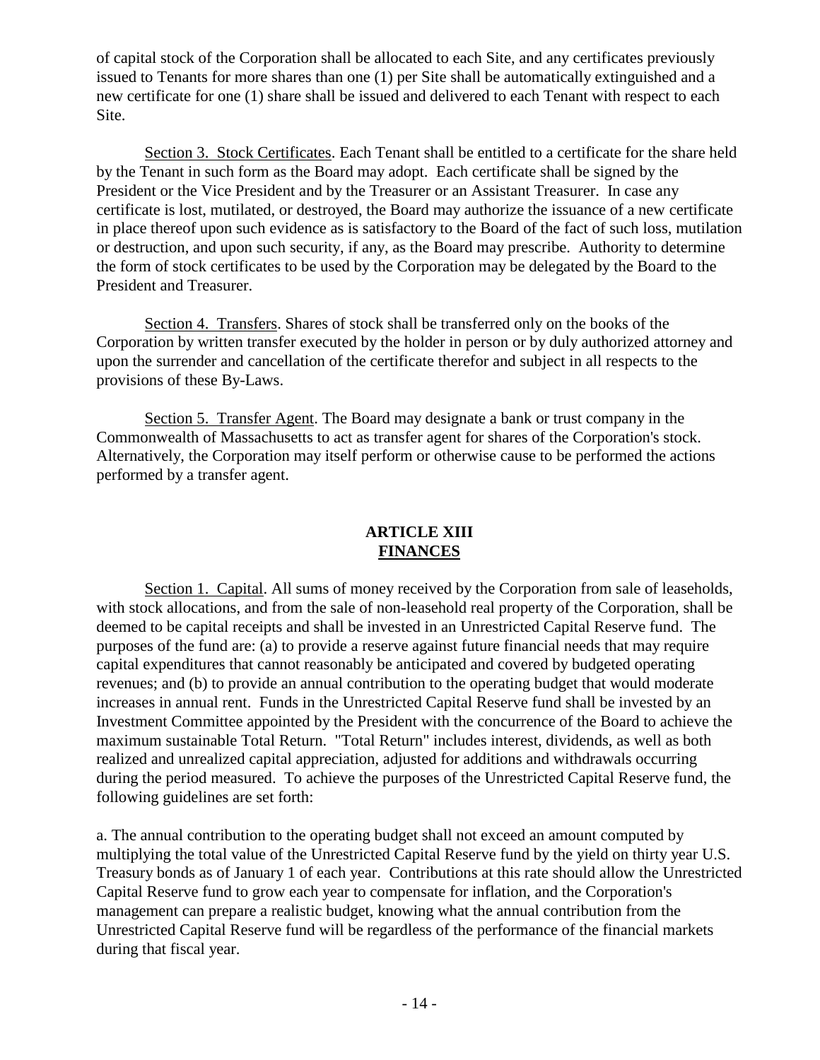of capital stock of the Corporation shall be allocated to each Site, and any certificates previously issued to Tenants for more shares than one (1) per Site shall be automatically extinguished and a new certificate for one (1) share shall be issued and delivered to each Tenant with respect to each Site.

Section 3. Stock Certificates. Each Tenant shall be entitled to a certificate for the share held by the Tenant in such form as the Board may adopt. Each certificate shall be signed by the President or the Vice President and by the Treasurer or an Assistant Treasurer. In case any certificate is lost, mutilated, or destroyed, the Board may authorize the issuance of a new certificate in place thereof upon such evidence as is satisfactory to the Board of the fact of such loss, mutilation or destruction, and upon such security, if any, as the Board may prescribe. Authority to determine the form of stock certificates to be used by the Corporation may be delegated by the Board to the President and Treasurer.

Section 4. Transfers. Shares of stock shall be transferred only on the books of the Corporation by written transfer executed by the holder in person or by duly authorized attorney and upon the surrender and cancellation of the certificate therefor and subject in all respects to the provisions of these By-Laws.

Section 5. Transfer Agent. The Board may designate a bank or trust company in the Commonwealth of Massachusetts to act as transfer agent for shares of the Corporation's stock. Alternatively, the Corporation may itself perform or otherwise cause to be performed the actions performed by a transfer agent.

## ARTICLE XIII
## FINANCES

Section 1. Capital. All sums of money received by the Corporation from sale of leaseholds, with stock allocations, and from the sale of non-leasehold real property of the Corporation, shall be deemed to be capital receipts and shall be invested in an Unrestricted Capital Reserve fund. The purposes of the fund are: (a) to provide a reserve against future financial needs that may require capital expenditures that cannot reasonably be anticipated and covered by budgeted operating revenues; and (b) to provide an annual contribution to the operating budget that would moderate increases in annual rent. Funds in the Unrestricted Capital Reserve fund shall be invested by an Investment Committee appointed by the President with the concurrence of the Board to achieve the maximum sustainable Total Return. "Total Return" includes interest, dividends, as well as both realized and unrealized capital appreciation, adjusted for additions and withdrawals occurring during the period measured. To achieve the purposes of the Unrestricted Capital Reserve fund, the following guidelines are set forth:

a. The annual contribution to the operating budget shall not exceed an amount computed by multiplying the total value of the Unrestricted Capital Reserve fund by the yield on thirty year U.S. Treasury bonds as of January 1 of each year. Contributions at this rate should allow the Unrestricted Capital Reserve fund to grow each year to compensate for inflation, and the Corporation's management can prepare a realistic budget, knowing what the annual contribution from the Unrestricted Capital Reserve fund will be regardless of the performance of the financial markets during that fiscal year.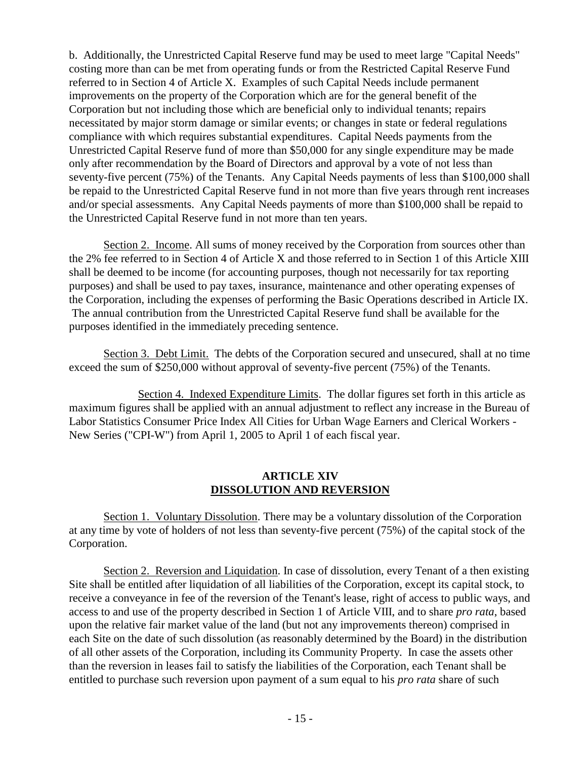b. Additionally, the Unrestricted Capital Reserve fund may be used to meet large "Capital Needs" costing more than can be met from operating funds or from the Restricted Capital Reserve Fund referred to in Section 4 of Article X. Examples of such Capital Needs include permanent improvements on the property of the Corporation which are for the general benefit of the Corporation but not including those which are beneficial only to individual tenants; repairs necessitated by major storm damage or similar events; or changes in state or federal regulations compliance with which requires substantial expenditures. Capital Needs payments from the Unrestricted Capital Reserve fund of more than $50,000 for any single expenditure may be made only after recommendation by the Board of Directors and approval by a vote of not less than seventy-five percent (75%) of the Tenants. Any Capital Needs payments of less than $100,000 shall be repaid to the Unrestricted Capital Reserve fund in not more than five years through rent increases and/or special assessments. Any Capital Needs payments of more than $100,000 shall be repaid to the Unrestricted Capital Reserve fund in not more than ten years.

Section 2. Income. All sums of money received by the Corporation from sources other than the 2% fee referred to in Section 4 of Article X and those referred to in Section 1 of this Article XIII shall be deemed to be income (for accounting purposes, though not necessarily for tax reporting purposes) and shall be used to pay taxes, insurance, maintenance and other operating expenses of the Corporation, including the expenses of performing the Basic Operations described in Article IX. The annual contribution from the Unrestricted Capital Reserve fund shall be available for the purposes identified in the immediately preceding sentence.

Section 3. Debt Limit. The debts of the Corporation secured and unsecured, shall at no time exceed the sum of $250,000 without approval of seventy-five percent (75%) of the Tenants.

Section 4. Indexed Expenditure Limits. The dollar figures set forth in this article as maximum figures shall be applied with an annual adjustment to reflect any increase in the Bureau of Labor Statistics Consumer Price Index All Cities for Urban Wage Earners and Clerical Workers - New Series ("CPI-W") from April 1, 2005 to April 1 of each fiscal year.

## ARTICLE XIV
## DISSOLUTION AND REVERSION

Section 1. Voluntary Dissolution. There may be a voluntary dissolution of the Corporation at any time by vote of holders of not less than seventy-five percent (75%) of the capital stock of the Corporation.

Section 2. Reversion and Liquidation. In case of dissolution, every Tenant of a then existing Site shall be entitled after liquidation of all liabilities of the Corporation, except its capital stock, to receive a conveyance in fee of the reversion of the Tenant's lease, right of access to public ways, and access to and use of the property described in Section 1 of Article VIII, and to share *pro rata*, based upon the relative fair market value of the land (but not any improvements thereon) comprised in each Site on the date of such dissolution (as reasonably determined by the Board) in the distribution of all other assets of the Corporation, including its Community Property. In case the assets other than the reversion in leases fail to satisfy the liabilities of the Corporation, each Tenant shall be entitled to purchase such reversion upon payment of a sum equal to his *pro rata* share of such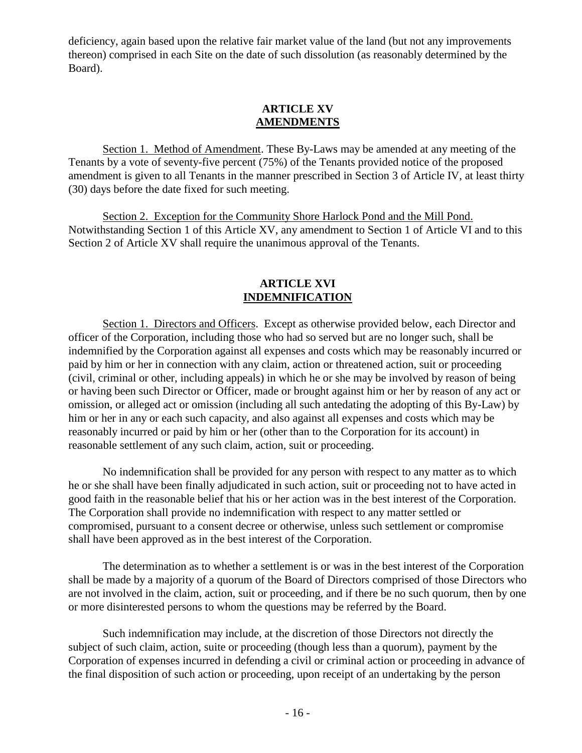deficiency, again based upon the relative fair market value of the land (but not any improvements thereon) comprised in each Site on the date of such dissolution (as reasonably determined by the Board).

## ARTICLE XV
## AMENDMENTS

Section 1. Method of Amendment. These By-Laws may be amended at any meeting of the Tenants by a vote of seventy-five percent (75%) of the Tenants provided notice of the proposed amendment is given to all Tenants in the manner prescribed in Section 3 of Article IV, at least thirty (30) days before the date fixed for such meeting.

Section 2. Exception for the Community Shore Harlock Pond and the Mill Pond. Notwithstanding Section 1 of this Article XV, any amendment to Section 1 of Article VI and to this Section 2 of Article XV shall require the unanimous approval of the Tenants.

## ARTICLE XVI
## INDEMNIFICATION

Section 1. Directors and Officers. Except as otherwise provided below, each Director and officer of the Corporation, including those who had so served but are no longer such, shall be indemnified by the Corporation against all expenses and costs which may be reasonably incurred or paid by him or her in connection with any claim, action or threatened action, suit or proceeding (civil, criminal or other, including appeals) in which he or she may be involved by reason of being or having been such Director or Officer, made or brought against him or her by reason of any act or omission, or alleged act or omission (including all such antedating the adopting of this By-Law) by him or her in any or each such capacity, and also against all expenses and costs which may be reasonably incurred or paid by him or her (other than to the Corporation for its account) in reasonable settlement of any such claim, action, suit or proceeding.

No indemnification shall be provided for any person with respect to any matter as to which he or she shall have been finally adjudicated in such action, suit or proceeding not to have acted in good faith in the reasonable belief that his or her action was in the best interest of the Corporation. The Corporation shall provide no indemnification with respect to any matter settled or compromised, pursuant to a consent decree or otherwise, unless such settlement or compromise shall have been approved as in the best interest of the Corporation.

The determination as to whether a settlement is or was in the best interest of the Corporation shall be made by a majority of a quorum of the Board of Directors comprised of those Directors who are not involved in the claim, action, suit or proceeding, and if there be no such quorum, then by one or more disinterested persons to whom the questions may be referred by the Board.

Such indemnification may include, at the discretion of those Directors not directly the subject of such claim, action, suite or proceeding (though less than a quorum), payment by the Corporation of expenses incurred in defending a civil or criminal action or proceeding in advance of the final disposition of such action or proceeding, upon receipt of an undertaking by the person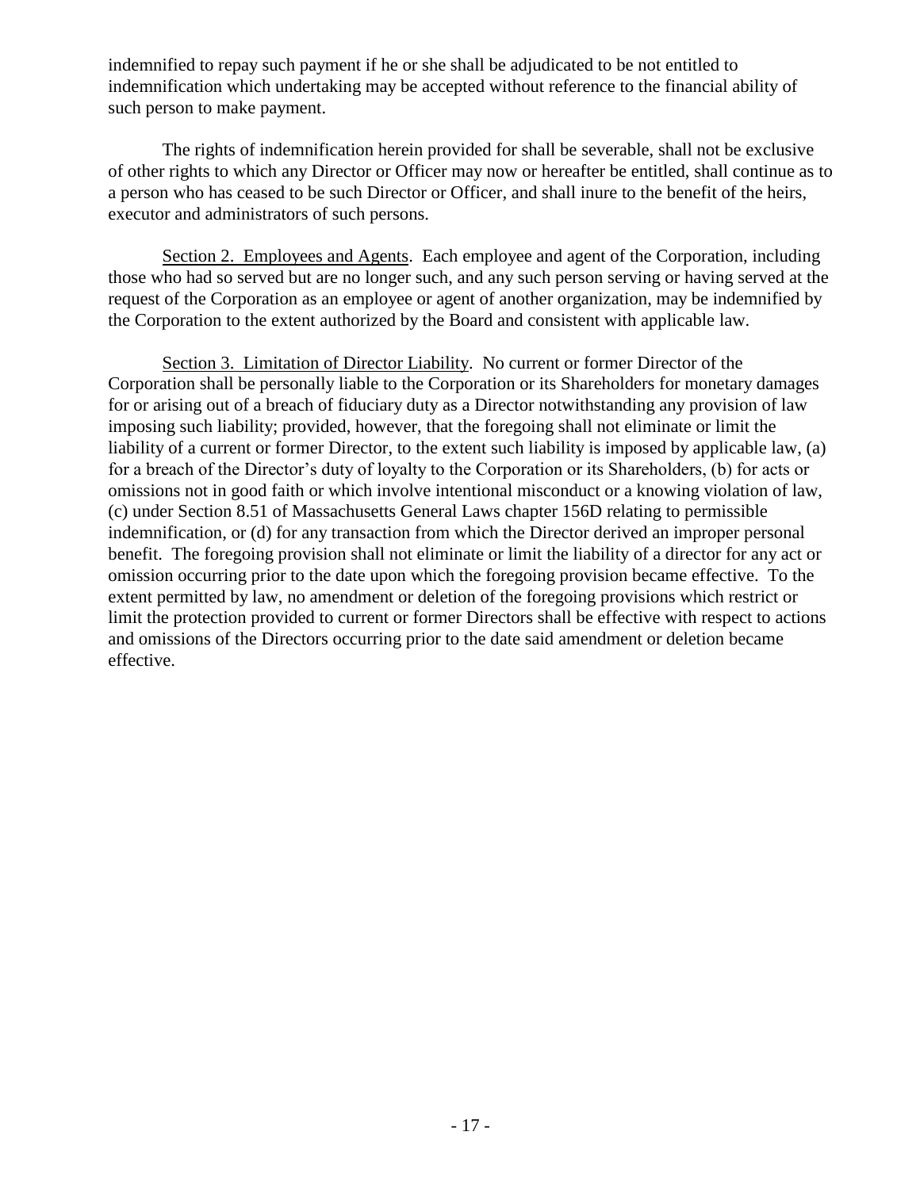indemnified to repay such payment if he or she shall be adjudicated to be not entitled to indemnification which undertaking may be accepted without reference to the financial ability of such person to make payment.

The rights of indemnification herein provided for shall be severable, shall not be exclusive of other rights to which any Director or Officer may now or hereafter be entitled, shall continue as to a person who has ceased to be such Director or Officer, and shall inure to the benefit of the heirs, executor and administrators of such persons.

Section 2. Employees and Agents. Each employee and agent of the Corporation, including those who had so served but are no longer such, and any such person serving or having served at the request of the Corporation as an employee or agent of another organization, may be indemnified by the Corporation to the extent authorized by the Board and consistent with applicable law.

Section 3. Limitation of Director Liability. No current or former Director of the Corporation shall be personally liable to the Corporation or its Shareholders for monetary damages for or arising out of a breach of fiduciary duty as a Director notwithstanding any provision of law imposing such liability; provided, however, that the foregoing shall not eliminate or limit the liability of a current or former Director, to the extent such liability is imposed by applicable law, (a) for a breach of the Director's duty of loyalty to the Corporation or its Shareholders, (b) for acts or omissions not in good faith or which involve intentional misconduct or a knowing violation of law, (c) under Section 8.51 of Massachusetts General Laws chapter 156D relating to permissible indemnification, or (d) for any transaction from which the Director derived an improper personal benefit. The foregoing provision shall not eliminate or limit the liability of a director for any act or omission occurring prior to the date upon which the foregoing provision became effective. To the extent permitted by law, no amendment or deletion of the foregoing provisions which restrict or limit the protection provided to current or former Directors shall be effective with respect to actions and omissions of the Directors occurring prior to the date said amendment or deletion became effective.